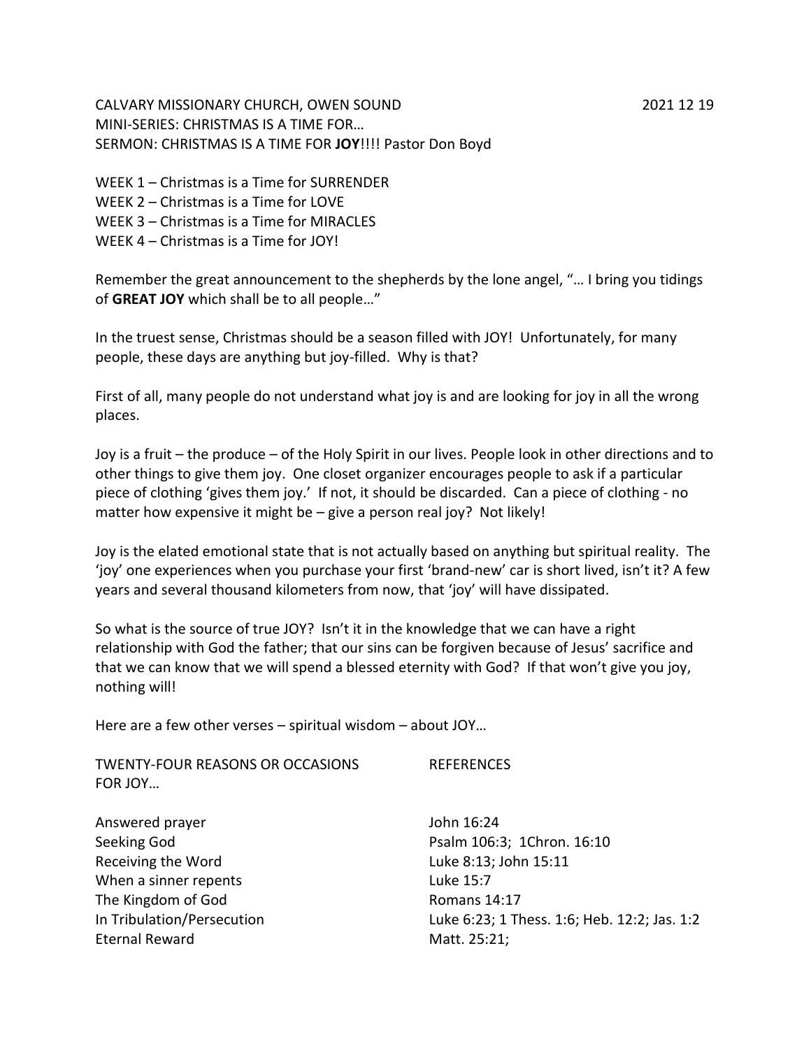CALVARY MISSIONARY CHURCH, OWEN SOUND 2021 12 19
MINI-SERIES: CHRISTMAS IS A TIME FOR…
SERMON: CHRISTMAS IS A TIME FOR **JOY**!!!! Pastor Don Boyd

WEEK 1 – Christmas is a Time for SURRENDER
WEEK 2 – Christmas is a Time for LOVE
WEEK 3 – Christmas is a Time for MIRACLES
WEEK 4 – Christmas is a Time for JOY!

Remember the great announcement to the shepherds by the lone angel, "… I bring you tidings of **GREAT JOY** which shall be to all people…"

In the truest sense, Christmas should be a season filled with JOY! Unfortunately, for many people, these days are anything but joy-filled. Why is that?

First of all, many people do not understand what joy is and are looking for joy in all the wrong places.

Joy is a fruit – the produce – of the Holy Spirit in our lives. People look in other directions and to other things to give them joy. One closet organizer encourages people to ask if a particular piece of clothing 'gives them joy.' If not, it should be discarded. Can a piece of clothing - no matter how expensive it might be – give a person real joy? Not likely!

Joy is the elated emotional state that is not actually based on anything but spiritual reality. The 'joy' one experiences when you purchase your first 'brand-new' car is short lived, isn't it? A few years and several thousand kilometers from now, that 'joy' will have dissipated.

So what is the source of true JOY? Isn't it in the knowledge that we can have a right relationship with God the father; that our sins can be forgiven because of Jesus' sacrifice and that we can know that we will spend a blessed eternity with God? If that won't give you joy, nothing will!

Here are a few other verses – spiritual wisdom – about JOY…

| TWENTY-FOUR REASONS OR OCCASIONS FOR JOY… | REFERENCES |
| --- | --- |
| Answered prayer | John 16:24 |
| Seeking God | Psalm 106:3; 1Chron. 16:10 |
| Receiving the Word | Luke 8:13; John 15:11 |
| When a sinner repents | Luke 15:7 |
| The Kingdom of God | Romans 14:17 |
| In Tribulation/Persecution | Luke 6:23; 1 Thess. 1:6; Heb. 12:2; Jas. 1:2 |
| Eternal Reward | Matt. 25:21; |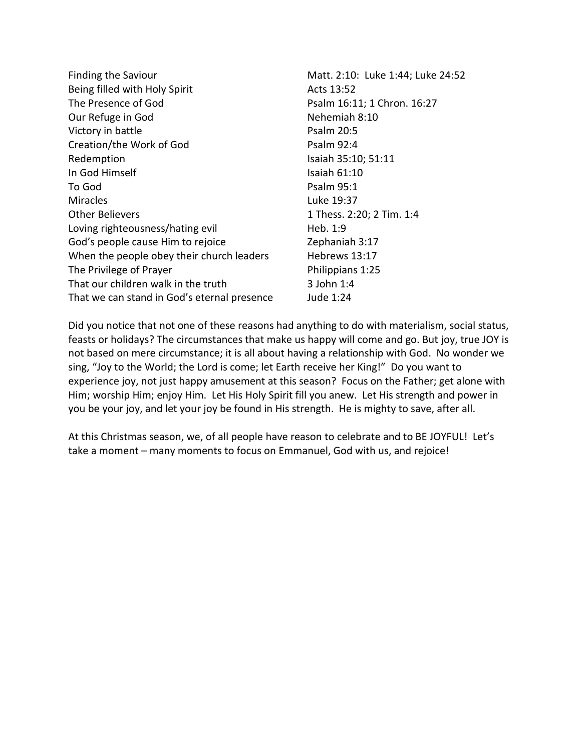| | |
|---|---|
| Finding the Saviour | Matt. 2:10: Luke 1:44; Luke 24:52 |
| Being filled with Holy Spirit | Acts 13:52 |
| The Presence of God | Psalm 16:11; 1 Chron. 16:27 |
| Our Refuge in God | Nehemiah 8:10 |
| Victory in battle | Psalm 20:5 |
| Creation/the Work of God | Psalm 92:4 |
| Redemption | Isaiah 35:10; 51:11 |
| In God Himself | Isaiah 61:10 |
| To God | Psalm 95:1 |
| Miracles | Luke 19:37 |
| Other Believers | 1 Thess. 2:20; 2 Tim. 1:4 |
| Loving righteousness/hating evil | Heb. 1:9 |
| God's people cause Him to rejoice | Zephaniah 3:17 |
| When the people obey their church leaders | Hebrews 13:17 |
| The Privilege of Prayer | Philippians 1:25 |
| That our children walk in the truth | 3 John 1:4 |
| That we can stand in God's eternal presence | Jude 1:24 |

Did you notice that not one of these reasons had anything to do with materialism, social status, feasts or holidays? The circumstances that make us happy will come and go. But joy, true JOY is not based on mere circumstance; it is all about having a relationship with God. No wonder we sing, "Joy to the World; the Lord is come; let Earth receive her King!" Do you want to experience joy, not just happy amusement at this season? Focus on the Father; get alone with Him; worship Him; enjoy Him. Let His Holy Spirit fill you anew. Let His strength and power in you be your joy, and let your joy be found in His strength. He is mighty to save, after all.

At this Christmas season, we, of all people have reason to celebrate and to BE JOYFUL! Let's take a moment – many moments to focus on Emmanuel, God with us, and rejoice!